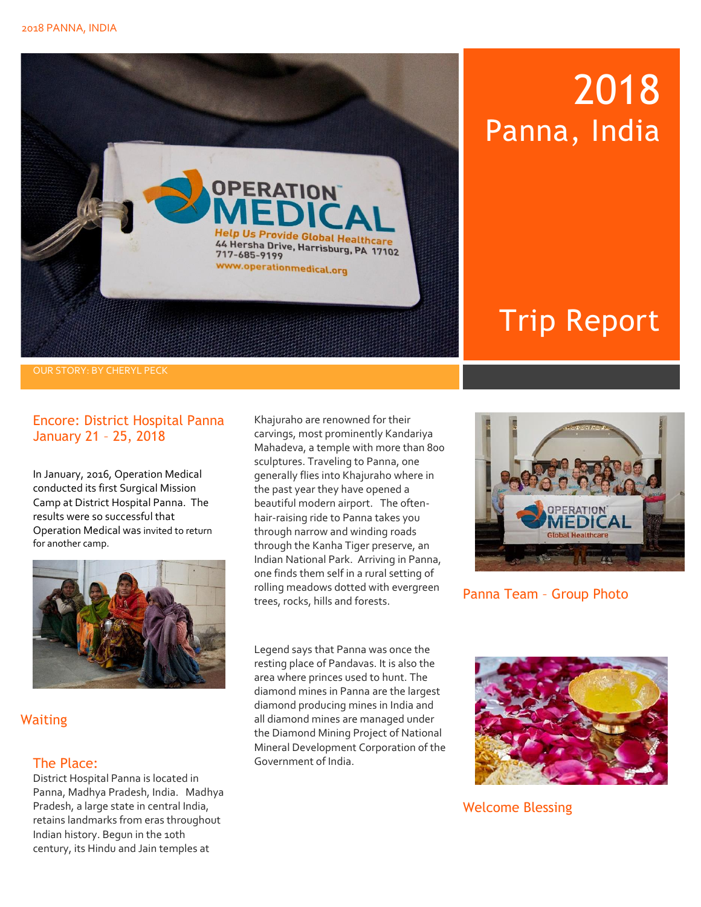# 2018 Panna, India

# Trip Report

OUR STORY: BY CHERYL PECK

## Encore: District Hospital Panna January 21 – 25, 2018

In January, 2016, Operation Medical conducted its first Surgical Mission Camp at District Hospital Panna. The results were so successful that Operation Medical was invited to return for another camp.

Waiting

### The Place:

District Hospital Panna is located in Panna, Madhya Pradesh, India. Madhya Pradesh, a large state in central India, retains landmarks from eras throughout Indian history. Begun in the 10th century, its Hindu and Jain temples at Khajuraho are renowned for their carvings, most prominently Kandariya Mahadeva, a temple with more than 800 sculptures. Traveling to Panna, one generally flies into Khajuraho where in the past year they have opened a beautiful modern airport. The often-hair-raising ride to Panna takes you through narrow and winding roads through the Kanha Tiger preserve, an Indian National Park. Arriving in Panna, one finds them self in a rural setting of rolling meadows dotted with evergreen trees, rocks, hills and forests.

Legend says that Panna was once the resting place of Pandavas. It is also the area where princes used to hunt. The diamond mines in Panna are the largest diamond producing mines in India and all diamond mines are managed under the Diamond Mining Project of National Mineral Development Corporation of the Government of India.

Panna Team – Group Photo

Welcome Blessing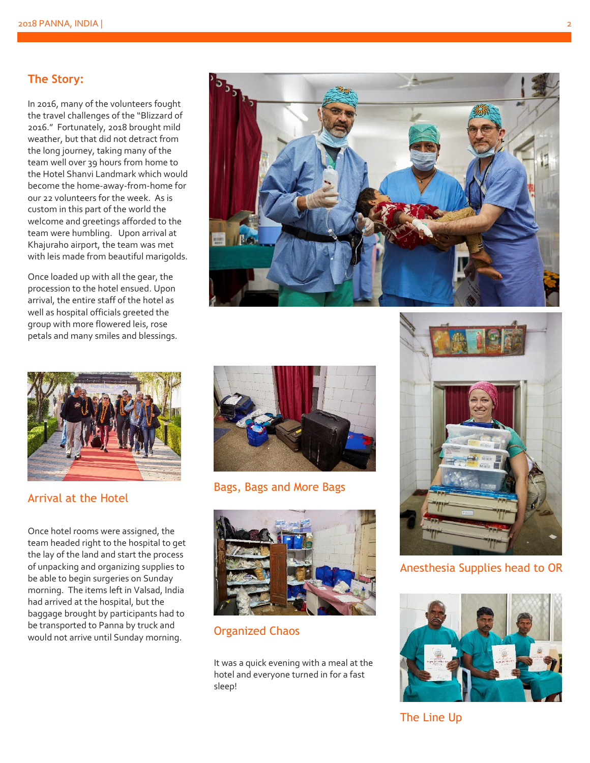## The Story:

In 2016, many of the volunteers fought the travel challenges of the "Blizzard of 2016." Fortunately, 2018 brought mild weather, but that did not detract from the long journey, taking many of the team well over 39 hours from home to the Hotel Shanvi Landmark which would become the home-away-from-home for our 22 volunteers for the week. As is custom in this part of the world the welcome and greetings afforded to the team were humbling. Upon arrival at Khajuraho airport, the team was met with leis made from beautiful marigolds.

Once loaded up with all the gear, the procession to the hotel ensued. Upon arrival, the entire staff of the hotel as well as hospital officials greeted the group with more flowered leis, rose petals and many smiles and blessings.

Arrival at the Hotel

Once hotel rooms were assigned, the team headed right to the hospital to get the lay of the land and start the process of unpacking and organizing supplies to be able to begin surgeries on Sunday morning. The items left in Valsad, India had arrived at the hospital, but the baggage brought by participants had to be transported to Panna by truck and would not arrive until Sunday morning.

Bags, Bags and More Bags

Organized Chaos

It was a quick evening with a meal at the hotel and everyone turned in for a fast sleep!

Anesthesia Supplies head to OR

The Line Up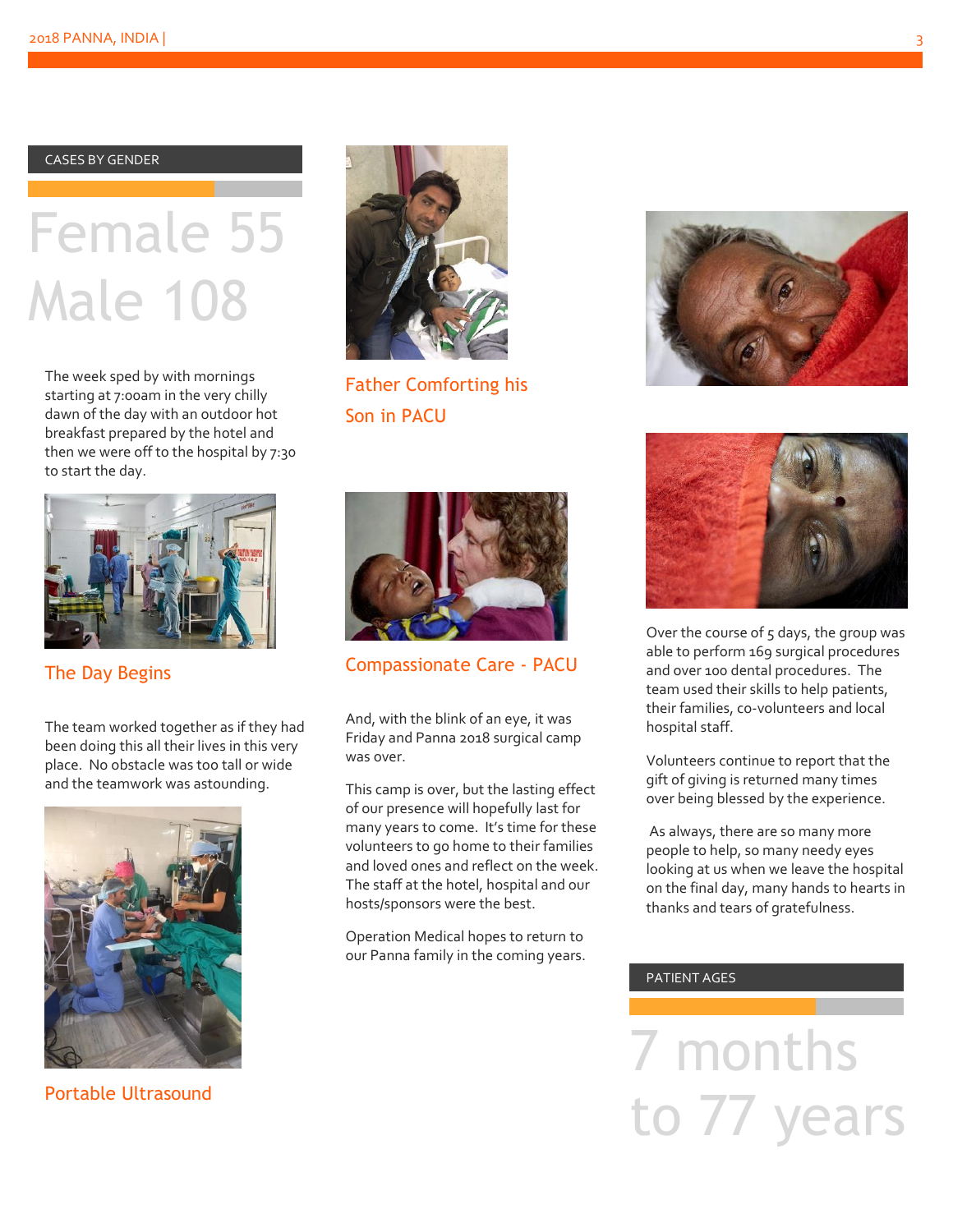## CASES BY GENDER

# Female 55
# Male 108

The week sped by with mornings starting at 7:00am in the very chilly dawn of the day with an outdoor hot breakfast prepared by the hotel and then we were off to the hospital by 7:30 to start the day.

The Day Begins

The team worked together as if they had been doing this all their lives in this very place. No obstacle was too tall or wide and the teamwork was astounding.

Portable Ultrasound

Father Comforting his Son in PACU

Compassionate Care - PACU

And, with the blink of an eye, it was Friday and Panna 2018 surgical camp was over.

This camp is over, but the lasting effect of our presence will hopefully last for many years to come. It's time for these volunteers to go home to their families and loved ones and reflect on the week. The staff at the hotel, hospital and our hosts/sponsors were the best.

Operation Medical hopes to return to our Panna family in the coming years.

Over the course of 5 days, the group was able to perform 169 surgical procedures and over 100 dental procedures. The team used their skills to help patients, their families, co-volunteers and local hospital staff.

Volunteers continue to report that the gift of giving is returned many times over being blessed by the experience.

As always, there are so many more people to help, so many needy eyes looking at us when we leave the hospital on the final day, many hands to hearts in thanks and tears of gratefulness.

## PATIENT AGES

# 7 months to 77 years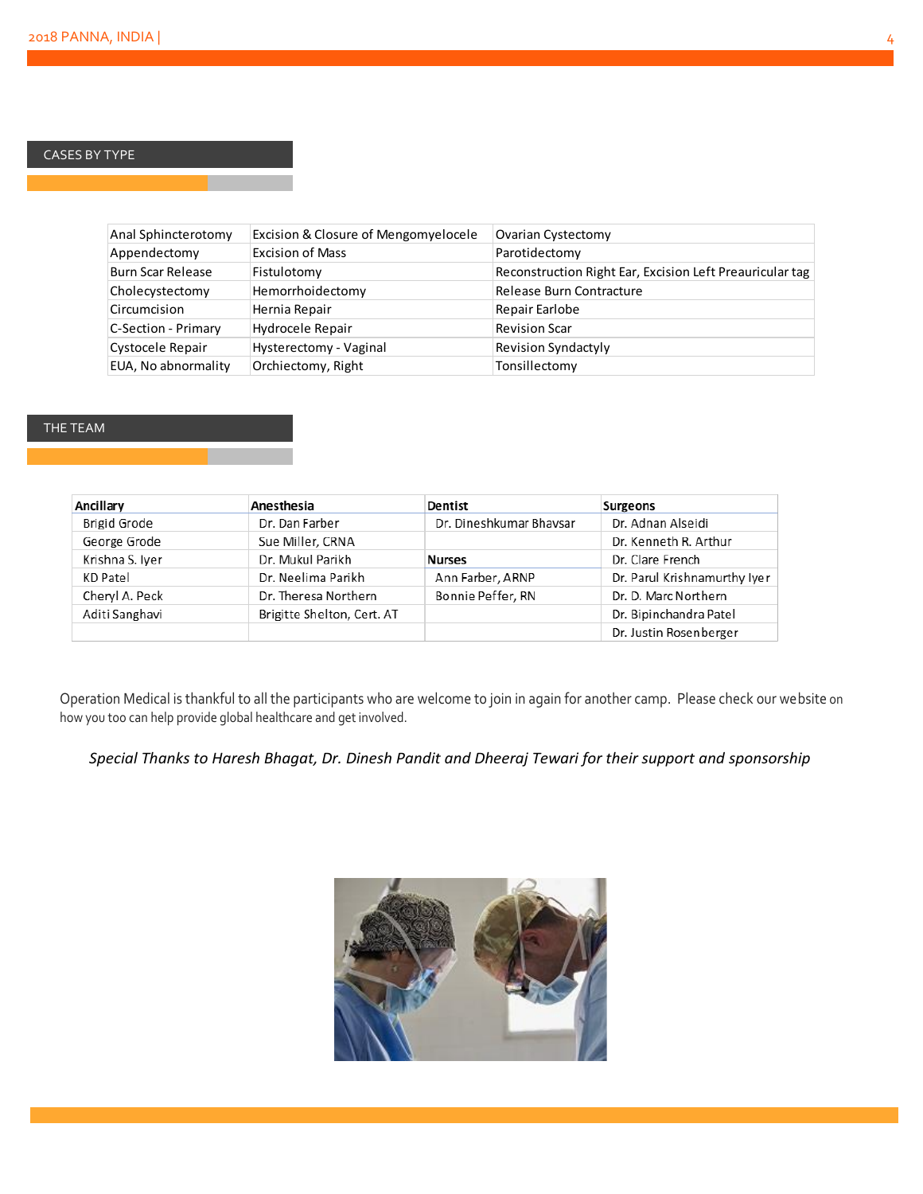## CASES BY TYPE

| | | |
|---|---|---|
| Anal Sphincterotomy | Excision & Closure of Mengomyelocele | Ovarian Cystectomy |
| Appendectomy | Excision of Mass | Parotidectomy |
| Burn Scar Release | Fistulotomy | Reconstruction Right Ear, Excision Left Preauricular tag |
| Cholecystectomy | Hemorrhoidectomy | Release Burn Contracture |
| Circumcision | Hernia Repair | Repair Earlobe |
| C-Section - Primary | Hydrocele Repair | Revision Scar |
| Cystocele Repair | Hysterectomy - Vaginal | Revision Syndactyly |
| EUA, No abnormality | Orchiectomy, Right | Tonsillectomy |

## THE TEAM

| Ancillary | Anesthesia | Dentist | Surgeons |
|---|---|---|---|
| Brigid Grode | Dr. Dan Farber | Dr. Dineshkumar Bhavsar | Dr. Adnan Alseidi |
| George Grode | Sue Miller, CRNA | | Dr. Kenneth R. Arthur |
| Krishna S. Iyer | Dr. Mukul Parikh | **Nurses** | Dr. Clare French |
| KD Patel | Dr. Neelima Parikh | Ann Farber, ARNP | Dr. Parul Krishnamurthy Iyer |
| Cheryl A. Peck | Dr. Theresa Northern | Bonnie Peffer, RN | Dr. D. Marc Northern |
| Aditi Sanghavi | Brigitte Shelton, Cert. AT | | Dr. Bipinchandra Patel |
| | | | Dr. Justin Rosenberger |

Operation Medical is thankful to all the participants who are welcome to join in again for another camp. Please check our website on how you too can help provide global healthcare and get involved.

*Special Thanks to Haresh Bhagat, Dr. Dinesh Pandit and Dheeraj Tewari for their support and sponsorship*